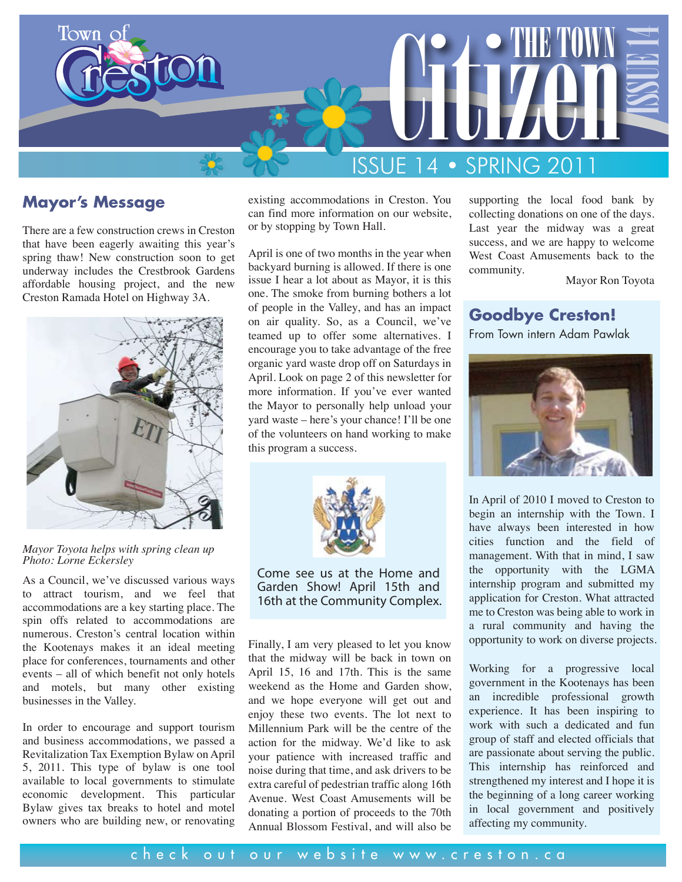# Town of Creston — The Town Citizen

## ISSUE 14 • SPRING 2011

## Mayor's Message

There are a few construction crews in Creston that have been eagerly awaiting this year's spring thaw! New construction soon to get underway includes the Crestbrook Gardens affordable housing project, and the new Creston Ramada Hotel on Highway 3A.

*Mayor Toyota helps with spring clean up*
*Photo: Lorne Eckersley*

As a Council, we've discussed various ways to attract tourism, and we feel that accommodations are a key starting place. The spin offs related to accommodations are numerous. Creston's central location within the Kootenays makes it an ideal meeting place for conferences, tournaments and other events – all of which benefit not only hotels and motels, but many other existing businesses in the Valley.

In order to encourage and support tourism and business accommodations, we passed a Revitalization Tax Exemption Bylaw on April 5, 2011. This type of bylaw is one tool available to local governments to stimulate economic development. This particular Bylaw gives tax breaks to hotel and motel owners who are building new, or renovating existing accommodations in Creston. You can find more information on our website, or by stopping by Town Hall.

April is one of two months in the year when backyard burning is allowed. If there is one issue I hear a lot about as Mayor, it is this one. The smoke from burning bothers a lot of people in the Valley, and has an impact on air quality. So, as a Council, we've teamed up to offer some alternatives. I encourage you to take advantage of the free organic yard waste drop off on Saturdays in April. Look on page 2 of this newsletter for more information. If you've ever wanted the Mayor to personally help unload your yard waste – here's your chance! I'll be one of the volunteers on hand working to make this program a success.

> Come see us at the Home and Garden Show! April 15th and 16th at the Community Complex.

Finally, I am very pleased to let you know that the midway will be back in town on April 15, 16 and 17th. This is the same weekend as the Home and Garden show, and we hope everyone will get out and enjoy these two events. The lot next to Millennium Park will be the centre of the action for the midway. We'd like to ask your patience with increased traffic and noise during that time, and ask drivers to be extra careful of pedestrian traffic along 16th Avenue. West Coast Amusements will be donating a portion of proceeds to the 70th Annual Blossom Festival, and will also be supporting the local food bank by collecting donations on one of the days. Last year the midway was a great success, and we are happy to welcome West Coast Amusements back to the community.

Mayor Ron Toyota

## Goodbye Creston!

From Town intern Adam Pawlak

In April of 2010 I moved to Creston to begin an internship with the Town. I have always been interested in how cities function and the field of management. With that in mind, I saw the opportunity with the LGMA internship program and submitted my application for Creston. What attracted me to Creston was being able to work in a rural community and having the opportunity to work on diverse projects.

Working for a progressive local government in the Kootenays has been an incredible professional growth experience. It has been inspiring to work with such a dedicated and fun group of staff and elected officials that are passionate about serving the public. This internship has reinforced and strengthened my interest and I hope it is the beginning of a long career working in local government and positively affecting my community.

check out our website www.creston.ca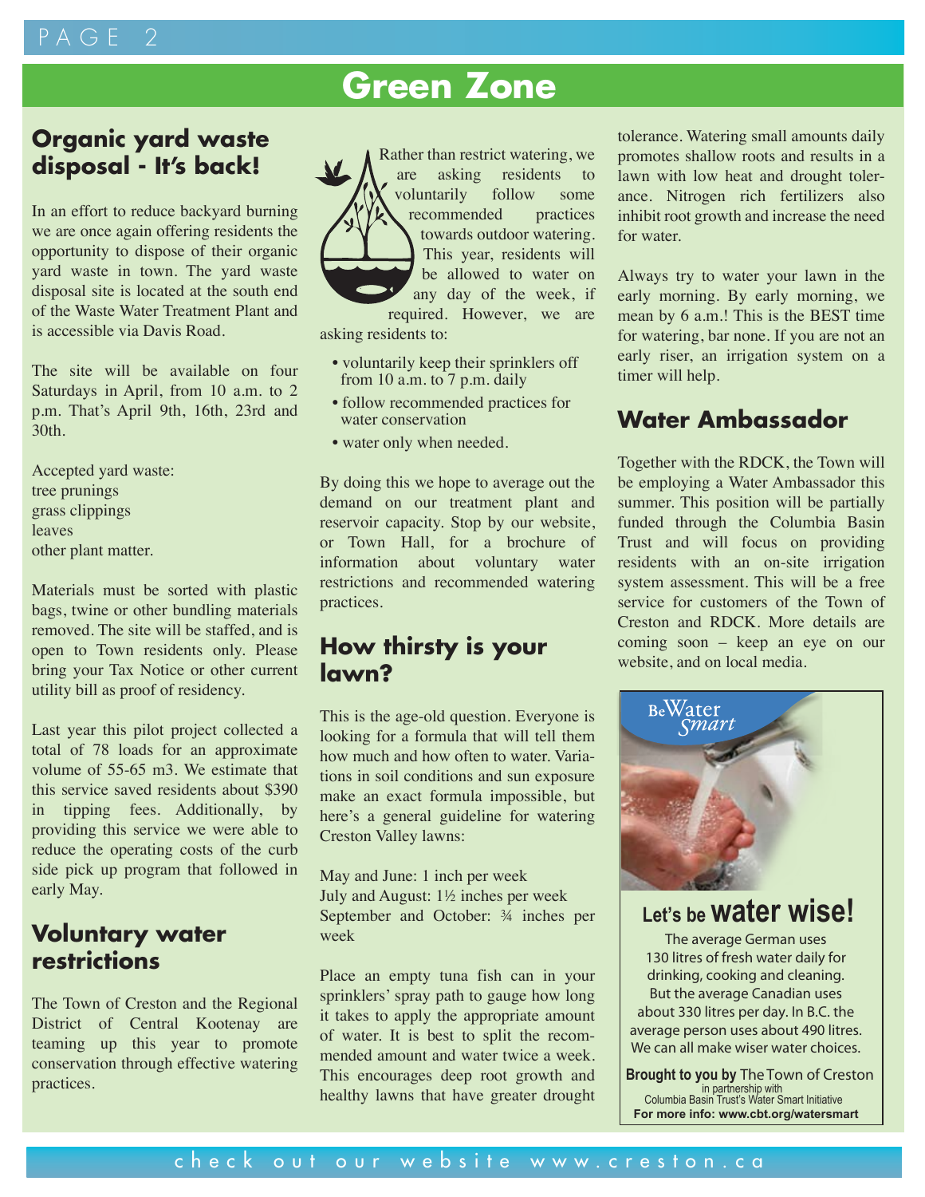# Green Zone

## Organic yard waste disposal - It's back!

In an effort to reduce backyard burning we are once again offering residents the opportunity to dispose of their organic yard waste in town. The yard waste disposal site is located at the south end of the Waste Water Treatment Plant and is accessible via Davis Road.

The site will be available on four Saturdays in April, from 10 a.m. to 2 p.m. That's April 9th, 16th, 23rd and 30th.

Accepted yard waste:
tree prunings
grass clippings
leaves
other plant matter.

Materials must be sorted with plastic bags, twine or other bundling materials removed. The site will be staffed, and is open to Town residents only. Please bring your Tax Notice or other current utility bill as proof of residency.

Last year this pilot project collected a total of 78 loads for an approximate volume of 55-65 m3. We estimate that this service saved residents about $390 in tipping fees. Additionally, by providing this service we were able to reduce the operating costs of the curb side pick up program that followed in early May.

## Voluntary water restrictions

The Town of Creston and the Regional District of Central Kootenay are teaming up this year to promote conservation through effective watering practices.

Rather than restrict watering, we are asking residents to voluntarily follow some recommended practices towards outdoor watering. This year, residents will be allowed to water on any day of the week, if required. However, we are asking residents to:

- voluntarily keep their sprinklers off from 10 a.m. to 7 p.m. daily
- follow recommended practices for water conservation
- water only when needed.

By doing this we hope to average out the demand on our treatment plant and reservoir capacity. Stop by our website, or Town Hall, for a brochure of information about voluntary water restrictions and recommended watering practices.

## How thirsty is your lawn?

This is the age-old question. Everyone is looking for a formula that will tell them how much and how often to water. Variations in soil conditions and sun exposure make an exact formula impossible, but here's a general guideline for watering Creston Valley lawns:

May and June: 1 inch per week
July and August: 1½ inches per week
September and October: ¾ inches per week

Place an empty tuna fish can in your sprinklers' spray path to gauge how long it takes to apply the appropriate amount of water. It is best to split the recommended amount and water twice a week. This encourages deep root growth and healthy lawns that have greater drought tolerance. Watering small amounts daily promotes shallow roots and results in a lawn with low heat and drought tolerance. Nitrogen rich fertilizers also inhibit root growth and increase the need for water.

Always try to water your lawn in the early morning. By early morning, we mean by 6 a.m.! This is the BEST time for watering, bar none. If you are not an early riser, an irrigation system on a timer will help.

## Water Ambassador

Together with the RDCK, the Town will be employing a Water Ambassador this summer. This position will be partially funded through the Columbia Basin Trust and will focus on providing residents with an on-site irrigation system assessment. This will be a free service for customers of the Town of Creston and RDCK. More details are coming soon – keep an eye on our website, and on local media.

BeWater Smart

**Let's be water wise!**

The average German uses 130 litres of fresh water daily for drinking, cooking and cleaning. But the average Canadian uses about 330 litres per day. In B.C. the average person uses about 490 litres. We can all make wiser water choices.

**Brought to you by** The Town of Creston
in partnership with
Columbia Basin Trust's Water Smart Initiative
**For more info: www.cbt.org/watersmart**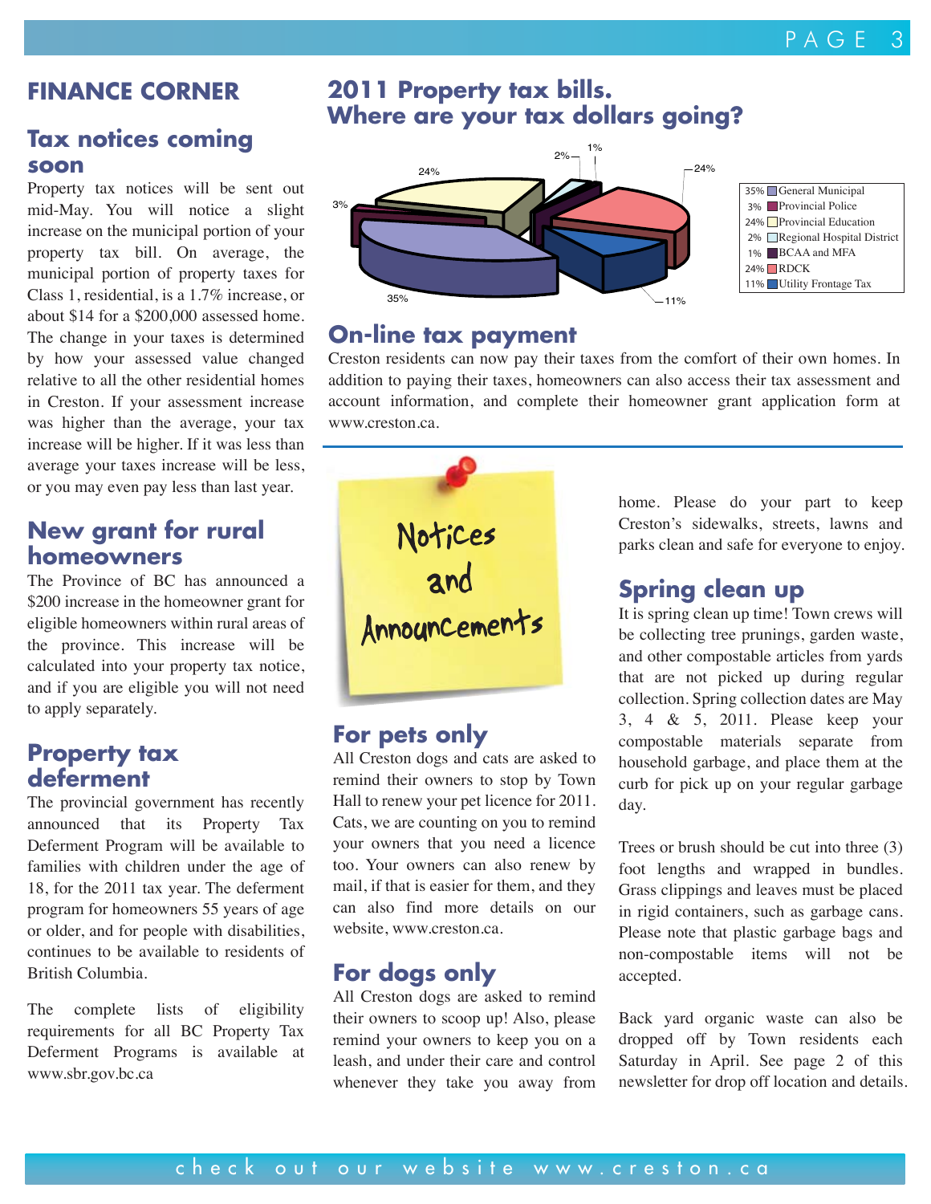# FINANCE CORNER

## Tax notices coming soon

Property tax notices will be sent out mid-May. You will notice a slight increase on the municipal portion of your property tax bill. On average, the municipal portion of property taxes for Class 1, residential, is a 1.7% increase, or about $14 for a $200,000 assessed home. The change in your taxes is determined by how your assessed value changed relative to all the other residential homes in Creston. If your assessment increase was higher than the average, your tax increase will be higher. If it was less than average your taxes increase will be less, or you may even pay less than last year.

## New grant for rural homeowners

The Province of BC has announced a $200 increase in the homeowner grant for eligible homeowners within rural areas of the province. This increase will be calculated into your property tax notice, and if you are eligible you will not need to apply separately.

## Property tax deferment

The provincial government has recently announced that its Property Tax Deferment Program will be available to families with children under the age of 18, for the 2011 tax year. The deferment program for homeowners 55 years of age or older, and for people with disabilities, continues to be available to residents of British Columbia.

The complete lists of eligibility requirements for all BC Property Tax Deferment Programs is available at www.sbr.gov.bc.ca

## 2011 Property tax bills. Where are your tax dollars going?

| Share | Category |
|---|---|
| 35% | General Municipal |
| 3% | Provincial Police |
| 24% | Provincial Education |
| 2% | Regional Hospital District |
| 1% | BCAA and MFA |
| 24% | RDCK |
| 11% | Utility Frontage Tax |

## On-line tax payment

Creston residents can now pay their taxes from the comfort of their own homes. In addition to paying their taxes, homeowners can also access their tax assessment and account information, and complete their homeowner grant application form at www.creston.ca.

# Notices and Announcements

## For pets only

All Creston dogs and cats are asked to remind their owners to stop by Town Hall to renew your pet licence for 2011. Cats, we are counting on you to remind your owners that you need a licence too. Your owners can also renew by mail, if that is easier for them, and they can also find more details on our website, www.creston.ca.

## For dogs only

All Creston dogs are asked to remind their owners to scoop up! Also, please remind your owners to keep you on a leash, and under their care and control whenever they take you away from home. Please do your part to keep Creston's sidewalks, streets, lawns and parks clean and safe for everyone to enjoy.

## Spring clean up

It is spring clean up time! Town crews will be collecting tree prunings, garden waste, and other compostable articles from yards that are not picked up during regular collection. Spring collection dates are May 3, 4 & 5, 2011. Please keep your compostable materials separate from household garbage, and place them at the curb for pick up on your regular garbage day.

Trees or brush should be cut into three (3) foot lengths and wrapped in bundles. Grass clippings and leaves must be placed in rigid containers, such as garbage cans. Please note that plastic garbage bags and non-compostable items will not be accepted.

Back yard organic waste can also be dropped off by Town residents each Saturday in April. See page 2 of this newsletter for drop off location and details.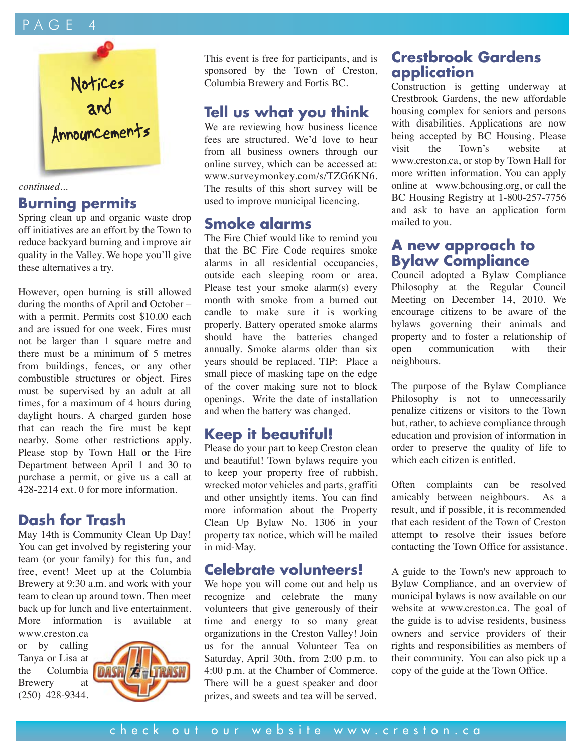# Notices and Announcements

*continued...*

## Burning permits

Spring clean up and organic waste drop off initiatives are an effort by the Town to reduce backyard burning and improve air quality in the Valley. We hope you'll give these alternatives a try.

However, open burning is still allowed during the months of April and October – with a permit. Permits cost $10.00 each and are issued for one week. Fires must not be larger than 1 square metre and there must be a minimum of 5 metres from buildings, fences, or any other combustible structures or object. Fires must be supervised by an adult at all times, for a maximum of 4 hours during daylight hours. A charged garden hose that can reach the fire must be kept nearby. Some other restrictions apply. Please stop by Town Hall or the Fire Department between April 1 and 30 to purchase a permit, or give us a call at 428-2214 ext. 0 for more information.

## Dash for Trash

May 14th is Community Clean Up Day! You can get involved by registering your team (or your family) for this fun, and free, event! Meet up at the Columbia Brewery at 9:30 a.m. and work with your team to clean up around town. Then meet back up for lunch and live entertainment. More information is available at www.creston.ca or by calling Tanya or Lisa at the Columbia Brewery at (250) 428-9344.

This event is free for participants, and is sponsored by the Town of Creston, Columbia Brewery and Fortis BC.

## Tell us what you think

We are reviewing how business licence fees are structured. We'd love to hear from all business owners through our online survey, which can be accessed at: www.surveymonkey.com/s/TZG6KN6. The results of this short survey will be used to improve municipal licencing.

## Smoke alarms

The Fire Chief would like to remind you that the BC Fire Code requires smoke alarms in all residential occupancies, outside each sleeping room or area. Please test your smoke alarm(s) every month with smoke from a burned out candle to make sure it is working properly. Battery operated smoke alarms should have the batteries changed annually. Smoke alarms older than six years should be replaced. TIP: Place a small piece of masking tape on the edge of the cover making sure not to block openings. Write the date of installation and when the battery was changed.

## Keep it beautiful!

Please do your part to keep Creston clean and beautiful! Town bylaws require you to keep your property free of rubbish, wrecked motor vehicles and parts, graffiti and other unsightly items. You can find more information about the Property Clean Up Bylaw No. 1306 in your property tax notice, which will be mailed in mid-May.

## Celebrate volunteers!

We hope you will come out and help us recognize and celebrate the many volunteers that give generously of their time and energy to so many great organizations in the Creston Valley! Join us for the annual Volunteer Tea on Saturday, April 30th, from 2:00 p.m. to 4:00 p.m. at the Chamber of Commerce. There will be a guest speaker and door prizes, and sweets and tea will be served.

## Crestbrook Gardens application

Construction is getting underway at Crestbrook Gardens, the new affordable housing complex for seniors and persons with disabilities. Applications are now being accepted by BC Housing. Please visit the Town's website at www.creston.ca, or stop by Town Hall for more written information. You can apply online at www.bchousing.org, or call the BC Housing Registry at 1-800-257-7756 and ask to have an application form mailed to you.

## A new approach to Bylaw Compliance

Council adopted a Bylaw Compliance Philosophy at the Regular Council Meeting on December 14, 2010. We encourage citizens to be aware of the bylaws governing their animals and property and to foster a relationship of open communication with their neighbours.

The purpose of the Bylaw Compliance Philosophy is not to unnecessarily penalize citizens or visitors to the Town but, rather, to achieve compliance through education and provision of information in order to preserve the quality of life to which each citizen is entitled.

Often complaints can be resolved amicably between neighbours. As a result, and if possible, it is recommended that each resident of the Town of Creston attempt to resolve their issues before contacting the Town Office for assistance.

A guide to the Town's new approach to Bylaw Compliance, and an overview of municipal bylaws is now available on our website at www.creston.ca. The goal of the guide is to advise residents, business owners and service providers of their rights and responsibilities as members of their community. You can also pick up a copy of the guide at the Town Office.